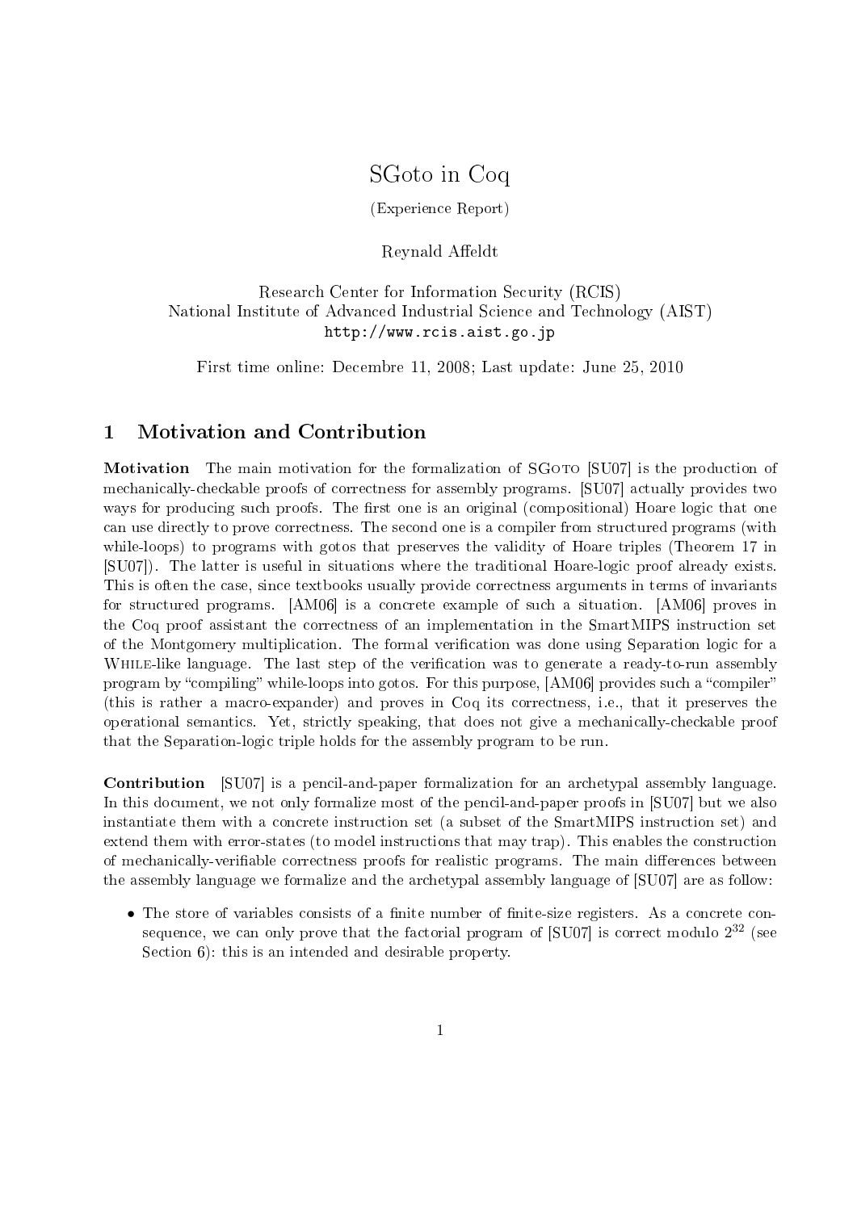# SGoto in Coq

(Experience Report)

Reynald Affeldt

Research Center for Information Security (RCIS)
National Institute of Advanced Industrial Science and Technology (AIST)
http://www.rcis.aist.go.jp

First time online: Decembre 11, 2008; Last update: June 25, 2010

## 1 Motivation and Contribution

**Motivation** The main motivation for the formalization of SGoto [SU07] is the production of mechanically-checkable proofs of correctness for assembly programs. [SU07] actually provides two ways for producing such proofs. The first one is an original (compositional) Hoare logic that one can use directly to prove correctness. The second one is a compiler from structured programs (with while-loops) to programs with gotos that preserves the validity of Hoare triples (Theorem 17 in [SU07]). The latter is useful in situations where the traditional Hoare-logic proof already exists. This is often the case, since textbooks usually provide correctness arguments in terms of invariants for structured programs. [AM06] is a concrete example of such a situation. [AM06] proves in the Coq proof assistant the correctness of an implementation in the SmartMIPS instruction set of the Montgomery multiplication. The formal verification was done using Separation logic for a While-like language. The last step of the verification was to generate a ready-to-run assembly program by "compiling" while-loops into gotos. For this purpose, [AM06] provides such a "compiler" (this is rather a macro-expander) and proves in Coq its correctness, i.e., that it preserves the operational semantics. Yet, strictly speaking, that does not give a mechanically-checkable proof that the Separation-logic triple holds for the assembly program to be run.

**Contribution** [SU07] is a pencil-and-paper formalization for an archetypal assembly language. In this document, we not only formalize most of the pencil-and-paper proofs in [SU07] but we also instantiate them with a concrete instruction set (a subset of the SmartMIPS instruction set) and extend them with error-states (to model instructions that may trap). This enables the construction of mechanically-verifiable correctness proofs for realistic programs. The main differences between the assembly language we formalize and the archetypal assembly language of [SU07] are as follow:

- The store of variables consists of a finite number of finite-size registers. As a concrete consequence, we can only prove that the factorial program of [SU07] is correct modulo $2^{32}$ (see Section 6): this is an intended and desirable property.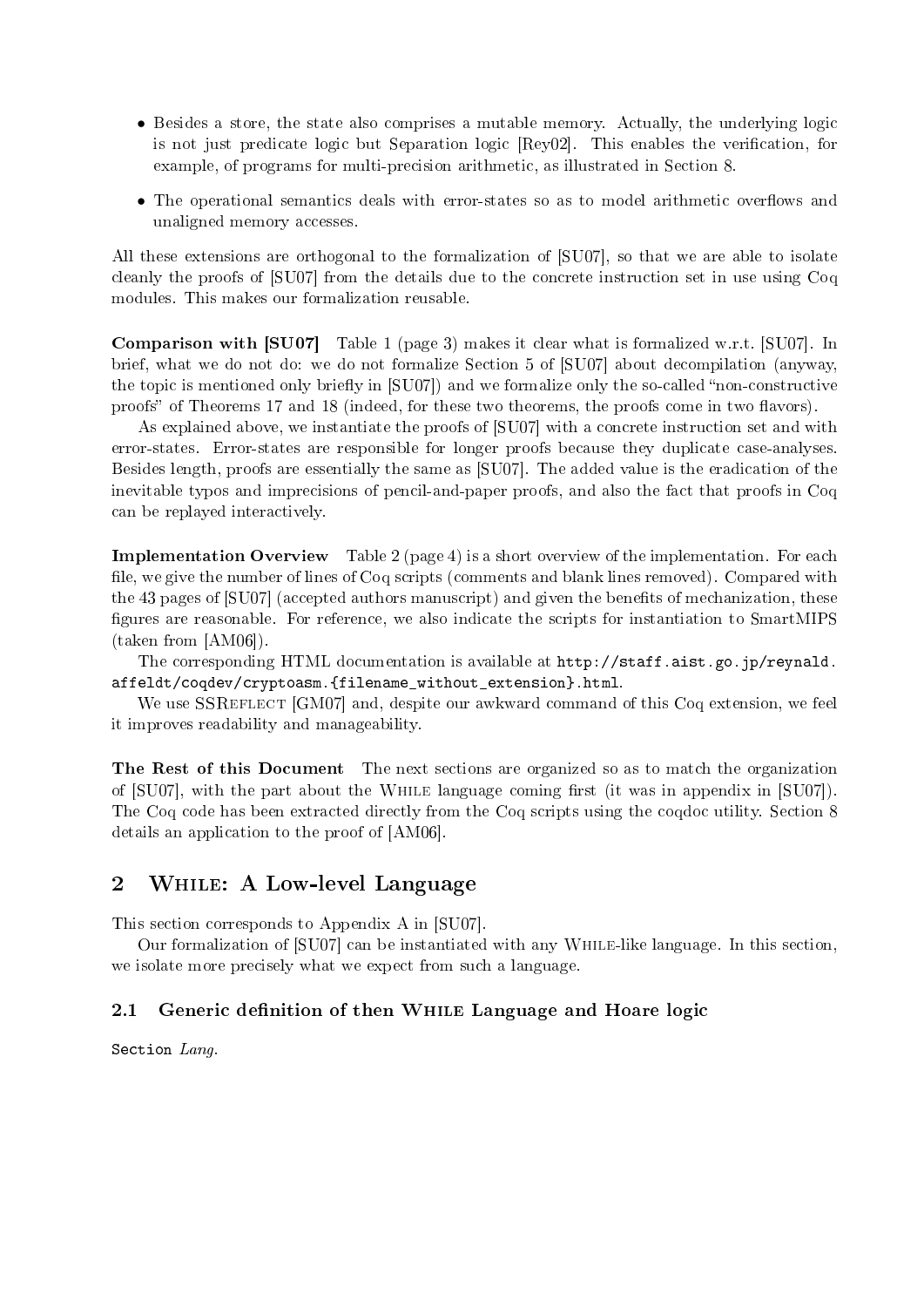- Besides a store, the state also comprises a mutable memory. Actually, the underlying logic is not just predicate logic but Separation logic [Rey02]. This enables the verification, for example, of programs for multi-precision arithmetic, as illustrated in Section 8.
- The operational semantics deals with error-states so as to model arithmetic overflows and unaligned memory accesses.

All these extensions are orthogonal to the formalization of [SU07], so that we are able to isolate cleanly the proofs of [SU07] from the details due to the concrete instruction set in use using Coq modules. This makes our formalization reusable.

**Comparison with [SU07]** Table 1 (page 3) makes it clear what is formalized w.r.t. [SU07]. In brief, what we do not do: we do not formalize Section 5 of [SU07] about decompilation (anyway, the topic is mentioned only briefly in [SU07]) and we formalize only the so-called "non-constructive proofs" of Theorems 17 and 18 (indeed, for these two theorems, the proofs come in two flavors).

As explained above, we instantiate the proofs of [SU07] with a concrete instruction set and with error-states. Error-states are responsible for longer proofs because they duplicate case-analyses. Besides length, proofs are essentially the same as [SU07]. The added value is the eradication of the inevitable typos and imprecisions of pencil-and-paper proofs, and also the fact that proofs in Coq can be replayed interactively.

**Implementation Overview** Table 2 (page 4) is a short overview of the implementation. For each file, we give the number of lines of Coq scripts (comments and blank lines removed). Compared with the 43 pages of [SU07] (accepted authors manuscript) and given the benefits of mechanization, these figures are reasonable. For reference, we also indicate the scripts for instantiation to SmartMIPS (taken from [AM06]).

The corresponding HTML documentation is available at `http://staff.aist.go.jp/reynald.affeldt/coqdev/cryptoasm.{filename_without_extension}.html`.

We use SSReflect [GM07] and, despite our awkward command of this Coq extension, we feel it improves readability and manageability.

**The Rest of this Document** The next sections are organized so as to match the organization of [SU07], with the part about the While language coming first (it was in appendix in [SU07]). The Coq code has been extracted directly from the Coq scripts using the coqdoc utility. Section 8 details an application to the proof of [AM06].

## 2 While: A Low-level Language

This section corresponds to Appendix A in [SU07].

Our formalization of [SU07] can be instantiated with any While-like language. In this section, we isolate more precisely what we expect from such a language.

### 2.1 Generic definition of then While Language and Hoare logic

```
Section Lang.
```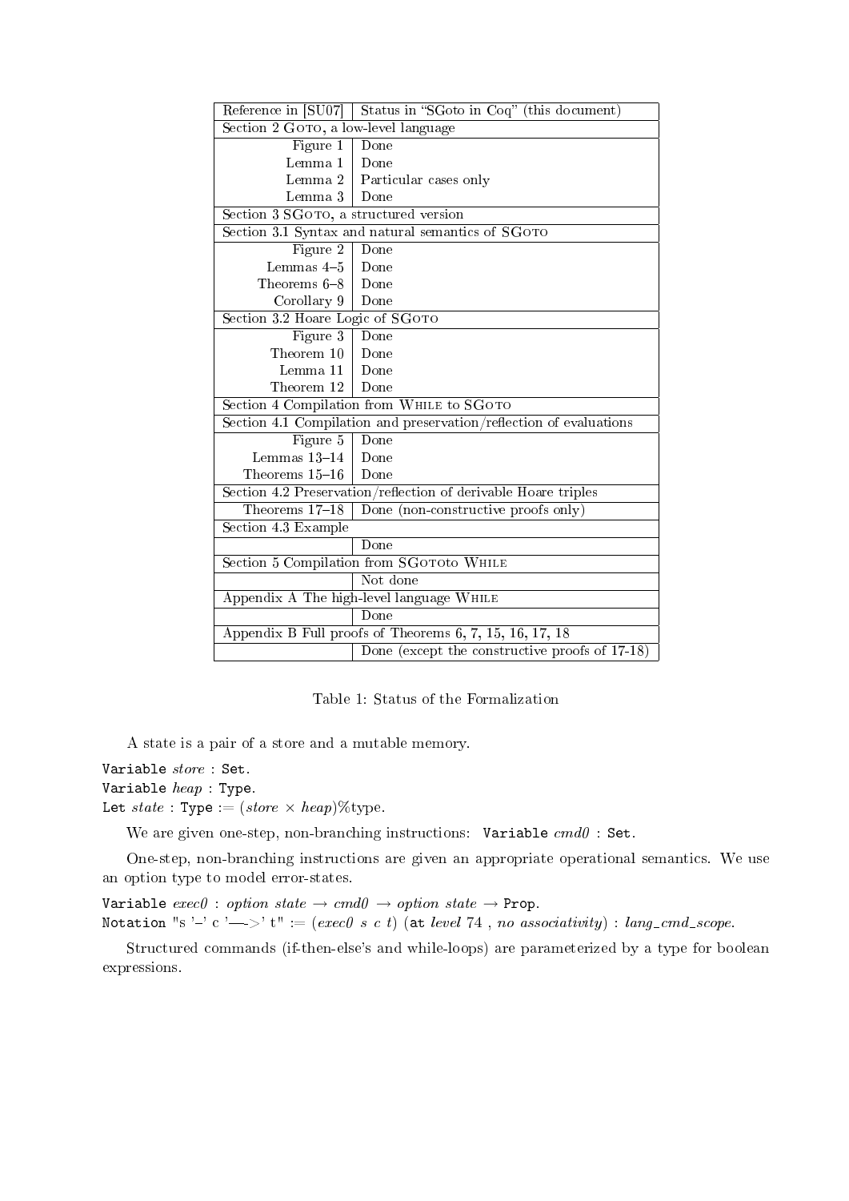| Reference in [SU07] | Status in "SGoto in Coq" (this document) |
| --- | --- |
| Section 2 GOTO, a low-level language | |
| Figure 1 | Done |
| Lemma 1 | Done |
| Lemma 2 | Particular cases only |
| Lemma 3 | Done |
| Section 3 SGOTO, a structured version | |
| Section 3.1 Syntax and natural semantics of SGOTO | |
| Figure 2 | Done |
| Lemmas 4–5 | Done |
| Theorems 6–8 | Done |
| Corollary 9 | Done |
| Section 3.2 Hoare Logic of SGOTO | |
| Figure 3 | Done |
| Theorem 10 | Done |
| Lemma 11 | Done |
| Theorem 12 | Done |
| Section 4 Compilation from WHILE to SGOTO | |
| Section 4.1 Compilation and preservation/reflection of evaluations | |
| Figure 5 | Done |
| Lemmas 13–14 | Done |
| Theorems 15–16 | Done |
| Section 4.2 Preservation/reflection of derivable Hoare triples | |
| Theorems 17–18 | Done (non-constructive proofs only) |
| Section 4.3 Example | |
| | Done |
| Section 5 Compilation from SGOTOto WHILE | |
| | Not done |
| Appendix A The high-level language WHILE | |
| | Done |
| Appendix B Full proofs of Theorems 6, 7, 15, 16, 17, 18 | |
| | Done (except the constructive proofs of 17-18) |

Table 1: Status of the Formalization

A state is a pair of a store and a mutable memory.

```
Variable store : Set.
Variable heap : Type.
Let state : Type := (store × heap)%type.
```

We are given one-step, non-branching instructions: `Variable cmd0 : Set.`

One-step, non-branching instructions are given an appropriate operational semantics. We use an option type to model error-states.

```
Variable exec0 : option state → cmd0 → option state → Prop.
Notation "s '–' c '—->' t" := (exec0 s c t) (at level 74 , no associativity) : lang_cmd_scope.
```

Structured commands (if-then-else's and while-loops) are parameterized by a type for boolean expressions.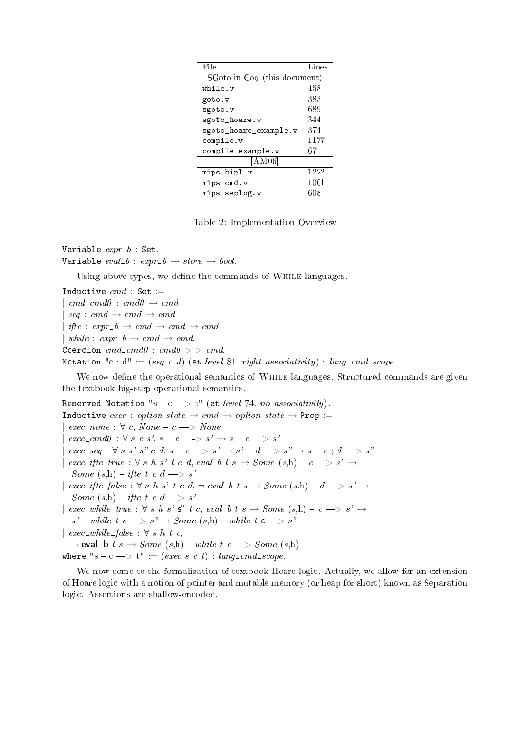| File | Lines |
|---|---|
| SGoto in Coq (this document) | |
| while.v | 458 |
| goto.v | 383 |
| sgoto.v | 689 |
| sgoto_hoare.v | 344 |
| sgoto_hoare_example.v | 374 |
| compile.v | 1177 |
| compile_example.v | 67 |
| [AM06] | |
| mips_bipl.v | 1222 |
| mips_cmd.v | 1001 |
| mips_seplog.v | 608 |

Table 2: Implementation Overview

```
Variable expr_b : Set.
Variable eval_b : expr_b → store → bool.
```

Using above types, we define the commands of WHILE languages.

```
Inductive cmd : Set :=
| cmd_cmd0 : cmd0 → cmd
| seq : cmd → cmd → cmd
| ifte : expr_b → cmd → cmd → cmd
| while : expr_b → cmd → cmd.
Coercion cmd_cmd0 : cmd0 >-> cmd.
Notation "c ; d" := (seq c d) (at level 81, right associativity) : lang_cmd_scope.
```

We now define the operational semantics of WHILE languages. Structured commands are given the textbook big-step operational semantics.

```
Reserved Notation "s – c —> t" (at level 74, no associativity).
Inductive exec : option state → cmd → option state → Prop :=
| exec_none : ∀ c, None – c —> None
| exec_cmd0 : ∀ s c s', s – c —-> s' → s – c —> s'
| exec_seq : ∀ s s' s" c d, s – c —> s' → s' – d —> s" → s – c ; d —> s"
| exec_ifte_true : ∀ s h s' t c d, eval_b t s → Some (s,h) – c —> s' →
    Some (s,h) – ifte t c d —> s'
| exec_ifte_false : ∀ s h s' t c d, ¬ eval_b t s → Some (s,h) – d —> s' →
    Some (s,h) – ifte t c d —> s'
| exec_while_true : ∀ s h s' s" t c, eval_b t s → Some (s,h) – c —> s' →
    s' – while t c —> s" → Some (s,h) – while t c —> s"
| exec_while_false : ∀ s h t c,
    ¬ eval_b t s → Some (s,h) – while t c —> Some (s,h)
where "s – c —> t" := (exec s c t) : lang_cmd_scope.
```

We now come to the formalization of textbook Hoare logic. Actually, we allow for an extension of Hoare logic with a notion of pointer and mutable memory (or heap for short) known as Separation logic. Assertions are shallow-encoded.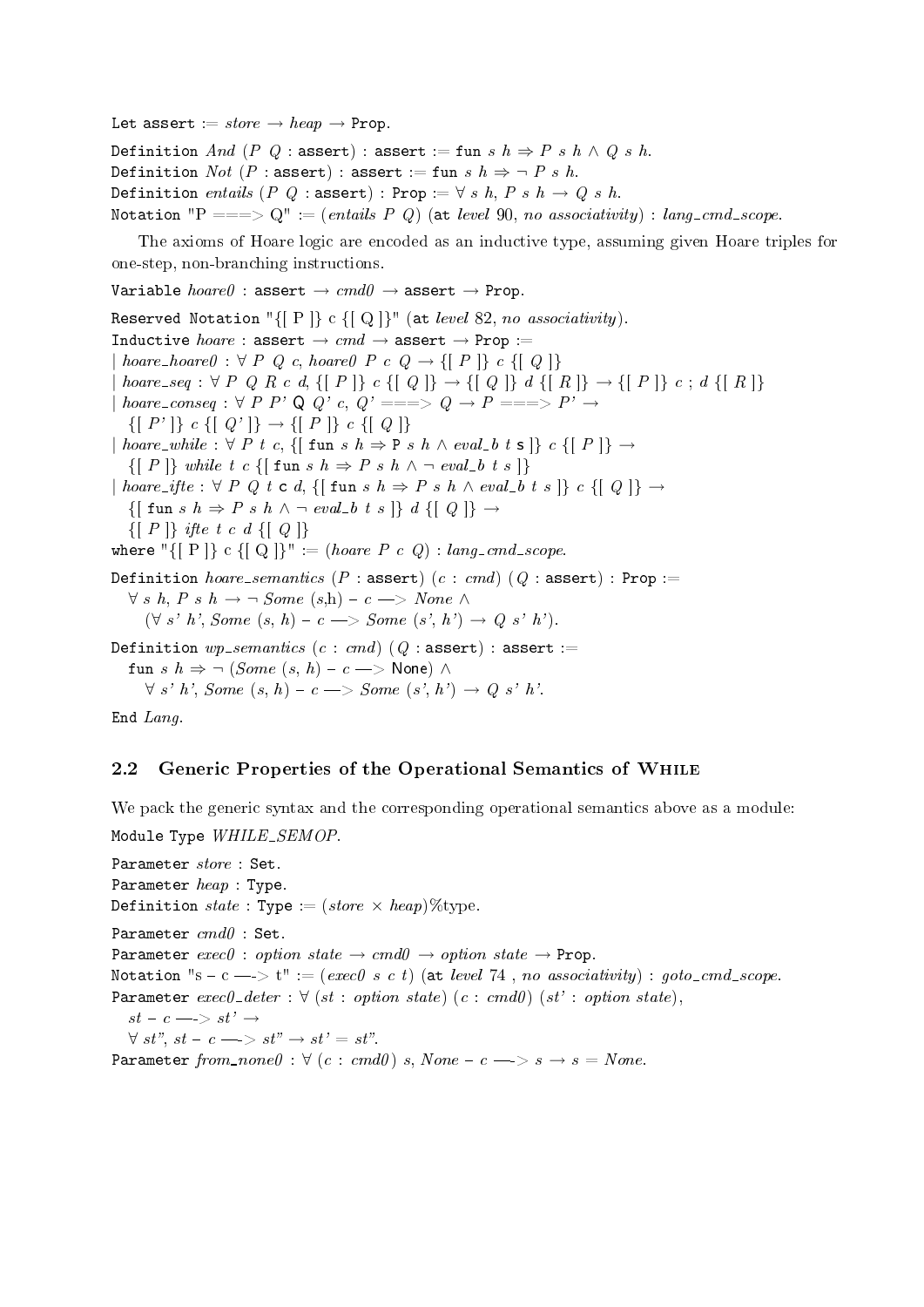```
Let assert := store → heap → Prop.
Definition And (P Q : assert) : assert := fun s h ⇒ P s h ∧ Q s h.
Definition Not (P : assert) : assert := fun s h ⇒ ¬ P s h.
Definition entails (P Q : assert) : Prop := ∀ s h, P s h → Q s h.
Notation "P ===> Q" := (entails P Q) (at level 90, no associativity) : lang_cmd_scope.
```

The axioms of Hoare logic are encoded as an inductive type, assuming given Hoare triples for one-step, non-branching instructions.

```
Variable hoare0 : assert → cmd0 → assert → Prop.
Reserved Notation "{[ P ]} c {[ Q ]}" (at level 82, no associativity).
Inductive hoare : assert → cmd → assert → Prop :=
| hoare_hoare0 : ∀ P Q c, hoare0 P c Q → {[ P ]} c {[ Q ]}
| hoare_seq : ∀ P Q R c d, {[ P ]} c {[ Q ]} → {[ Q ]} d {[ R ]} → {[ P ]} c ; d {[ R ]}
| hoare_conseq : ∀ P P' Q Q' c, Q' ===> Q → P ===> P' →
    {[ P' ]} c {[ Q' ]} → {[ P ]} c {[ Q ]}
| hoare_while : ∀ P t c, {[ fun s h ⇒ P s h ∧ eval_b t s ]} c {[ P ]} →
    {[ P ]} while t c {[ fun s h ⇒ P s h ∧ ¬ eval_b t s ]}
| hoare_ifte : ∀ P Q t c d, {[ fun s h ⇒ P s h ∧ eval_b t s ]} c {[ Q ]} →
    {[ fun s h ⇒ P s h ∧ ¬ eval_b t s ]} d {[ Q ]} →
    {[ P ]} ifte t c d {[ Q ]}
where "{[ P ]} c {[ Q ]}" := (hoare P c Q) : lang_cmd_scope.

Definition hoare_semantics (P : assert) (c : cmd) (Q : assert) : Prop :=
  ∀ s h, P s h → ¬ Some (s,h) - c ---> None ∧
    (∀ s' h', Some (s, h) - c ---> Some (s', h') → Q s' h').

Definition wp_semantics (c : cmd) (Q : assert) : assert :=
  fun s h ⇒ ¬ (Some (s, h) - c ---> None) ∧
    ∀ s' h', Some (s, h) - c ---> Some (s', h') → Q s' h'.

End Lang.
```

## 2.2 Generic Properties of the Operational Semantics of While

We pack the generic syntax and the corresponding operational semantics above as a module:

```
Module Type WHILE_SEMOP.

Parameter store : Set.
Parameter heap : Type.
Definition state : Type := (store × heap)%type.

Parameter cmd0 : Set.
Parameter exec0 : option state → cmd0 → option state → Prop.
Notation "s - c ---> t" := (exec0 s c t) (at level 74 , no associativity) : goto_cmd_scope.
Parameter exec0_deter : ∀ (st : option state) (c : cmd0) (st' : option state),
  st - c ---> st' →
  ∀ st", st - c ---> st" → st' = st".
Parameter from_none0 : ∀ (c : cmd0) s, None - c ---> s → s = None.
```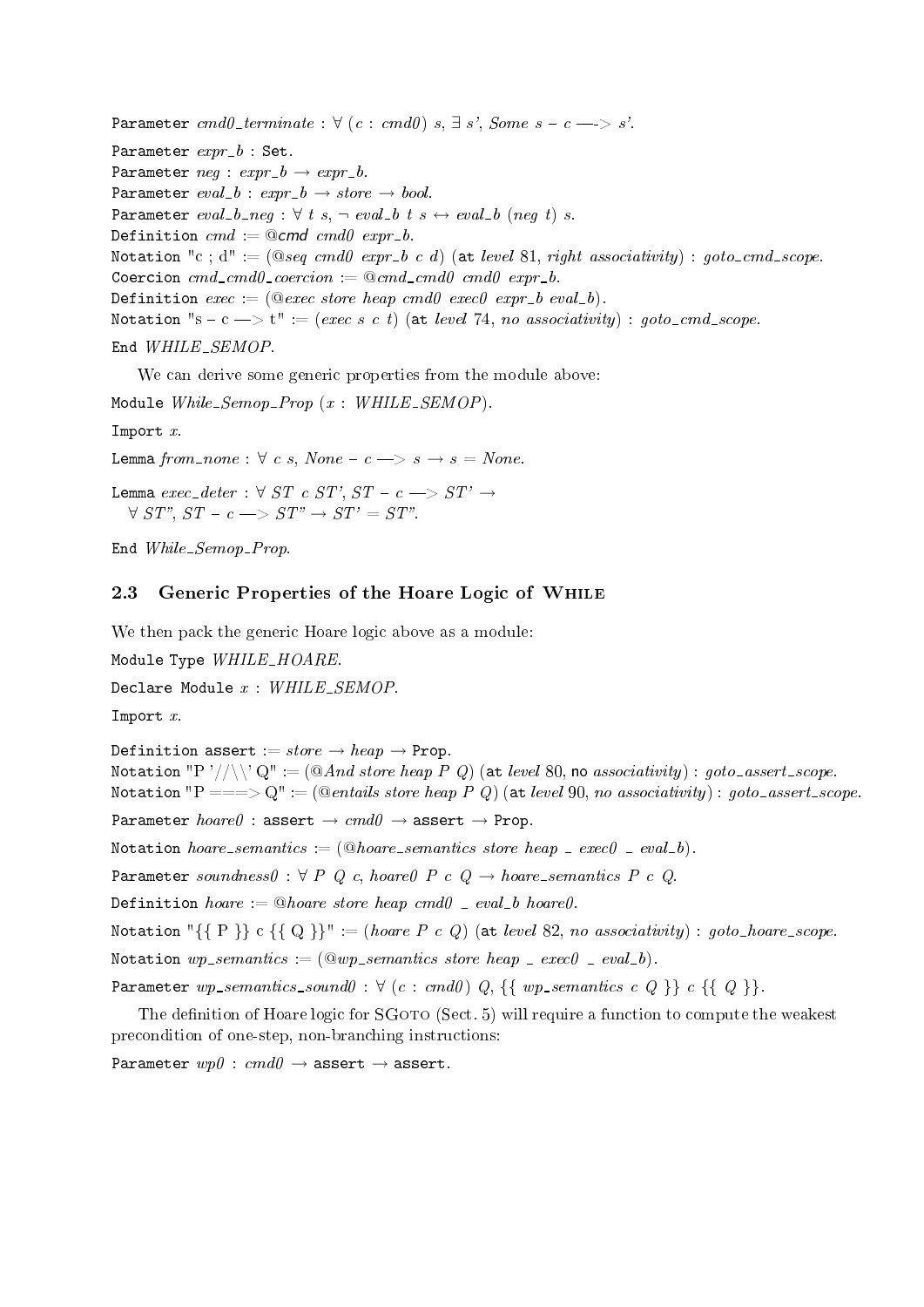```
Parameter cmd0_terminate : ∀ (c : cmd0) s, ∃ s', Some s - c ---> s'.
Parameter expr_b : Set.
Parameter neg : expr_b → expr_b.
Parameter eval_b : expr_b → store → bool.
Parameter eval_b_neg : ∀ t s, ¬ eval_b t s ↔ eval_b (neg t) s.
Definition cmd := @cmd cmd0 expr_b.
Notation "c ; d" := (@seq cmd0 expr_b c d) (at level 81, right associativity) : goto_cmd_scope.
Coercion cmd_cmd0_coercion := @cmd_cmd0 cmd0 expr_b.
Definition exec := (@exec store heap cmd0 exec0 expr_b eval_b).
Notation "s - c ---> t" := (exec s c t) (at level 74, no associativity) : goto_cmd_scope.
End WHILE_SEMOP.
```

We can derive some generic properties from the module above:

```
Module While_Semop_Prop (x : WHILE_SEMOP).
Import x.
Lemma from_none : ∀ c s, None - c ---> s → s = None.
Lemma exec_deter : ∀ ST c ST', ST - c ---> ST' →
  ∀ ST'', ST - c ---> ST'' → ST' = ST''.
End While_Semop_Prop.
```

## 2.3 Generic Properties of the Hoare Logic of While

We then pack the generic Hoare logic above as a module:

```
Module Type WHILE_HOARE.
Declare Module x : WHILE_SEMOP.
Import x.
Definition assert := store → heap → Prop.
Notation "P '//\\' Q" := (@And store heap P Q) (at level 80, no associativity) : goto_assert_scope.
Notation "P ===> Q" := (@entails store heap P Q) (at level 90, no associativity) : goto_assert_scope.
Parameter hoare0 : assert → cmd0 → assert → Prop.
Notation hoare_semantics := (@hoare_semantics store heap _ exec0 _ eval_b).
Parameter soundness0 : ∀ P Q c, hoare0 P c Q → hoare_semantics P c Q.
Definition hoare := @hoare store heap cmd0 _ eval_b hoare0.
Notation "{{ P }} c {{ Q }}" := (hoare P c Q) (at level 82, no associativity) : goto_hoare_scope.
Notation wp_semantics := (@wp_semantics store heap _ exec0 _ eval_b).
Parameter wp_semantics_sound0 : ∀ (c : cmd0) Q, {{ wp_semantics c Q }} c {{ Q }}.
```

The definition of Hoare logic for SGoto (Sect. 5) will require a function to compute the weakest precondition of one-step, non-branching instructions:

```
Parameter wp0 : cmd0 → assert → assert.
```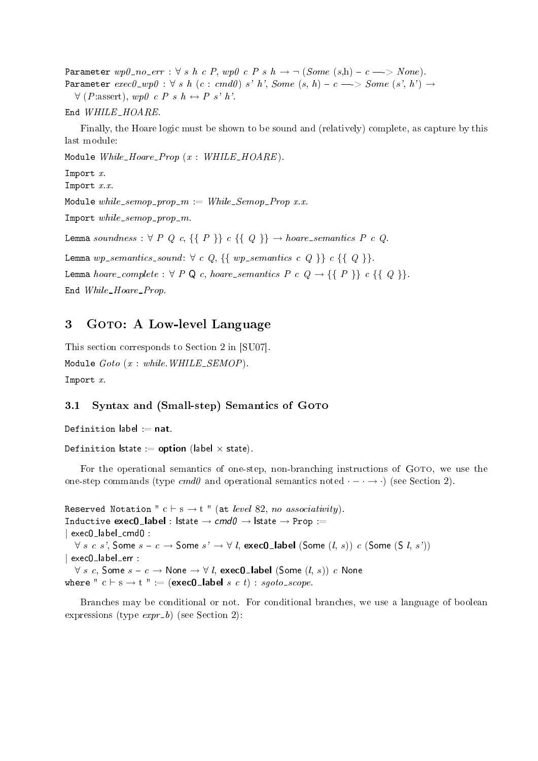```
Parameter wp0_no_err : ∀ s h c P, wp0 c P s h → ¬ (Some (s,h) – c —-> None).
Parameter exec0_wp0 : ∀ s h (c : cmd0) s' h', Some (s, h) – c —-> Some (s', h') →
  ∀ (P:assert), wp0 c P s h ↔ P s' h'.
End WHILE_HOARE.
```

Finally, the Hoare logic must be shown to be sound and (relatively) complete, as capture by this last module:

```
Module While_Hoare_Prop (x : WHILE_HOARE).
Import x.
Import x.x.
Module while_semop_prop_m := While_Semop_Prop x.x.
Import while_semop_prop_m.
Lemma soundness : ∀ P Q c, {{ P }} c {{ Q }} → hoare_semantics P c Q.
Lemma wp_semantics_sound: ∀ c Q, {{ wp_semantics c Q }} c {{ Q }}.
Lemma hoare_complete : ∀ P Q c, hoare_semantics P c Q → {{ P }} c {{ Q }}.
End While_Hoare_Prop.
```

## 3 Goto: A Low-level Language

This section corresponds to Section 2 in [SU07].

```
Module Goto (x : while.WHILE_SEMOP).
Import x.
```

### 3.1 Syntax and (Small-step) Semantics of Goto

```
Definition label := nat.
Definition lstate := option (label × state).
```

For the operational semantics of one-step, non-branching instructions of Goto, we use the one-step commands (type *cmd0* and operational semantics noted $\cdot - \cdot \rightarrow \cdot$) (see Section 2).

```
Reserved Notation " c ⊢ s → t " (at level 82, no associativity).
Inductive exec0_label : lstate → cmd0 → lstate → Prop :=
| exec0_label_cmd0 :
  ∀ s c s', Some s – c → Some s' → ∀ l, exec0_label (Some (l, s)) c (Some (S l, s'))
| exec0_label_err :
  ∀ s c, Some s – c → None → ∀ l, exec0_label (Some (l, s)) c None
where " c ⊢ s → t " := (exec0_label s c t) : sgoto_scope.
```

Branches may be conditional or not. For conditional branches, we use a language of boolean expressions (type *expr_b*) (see Section 2):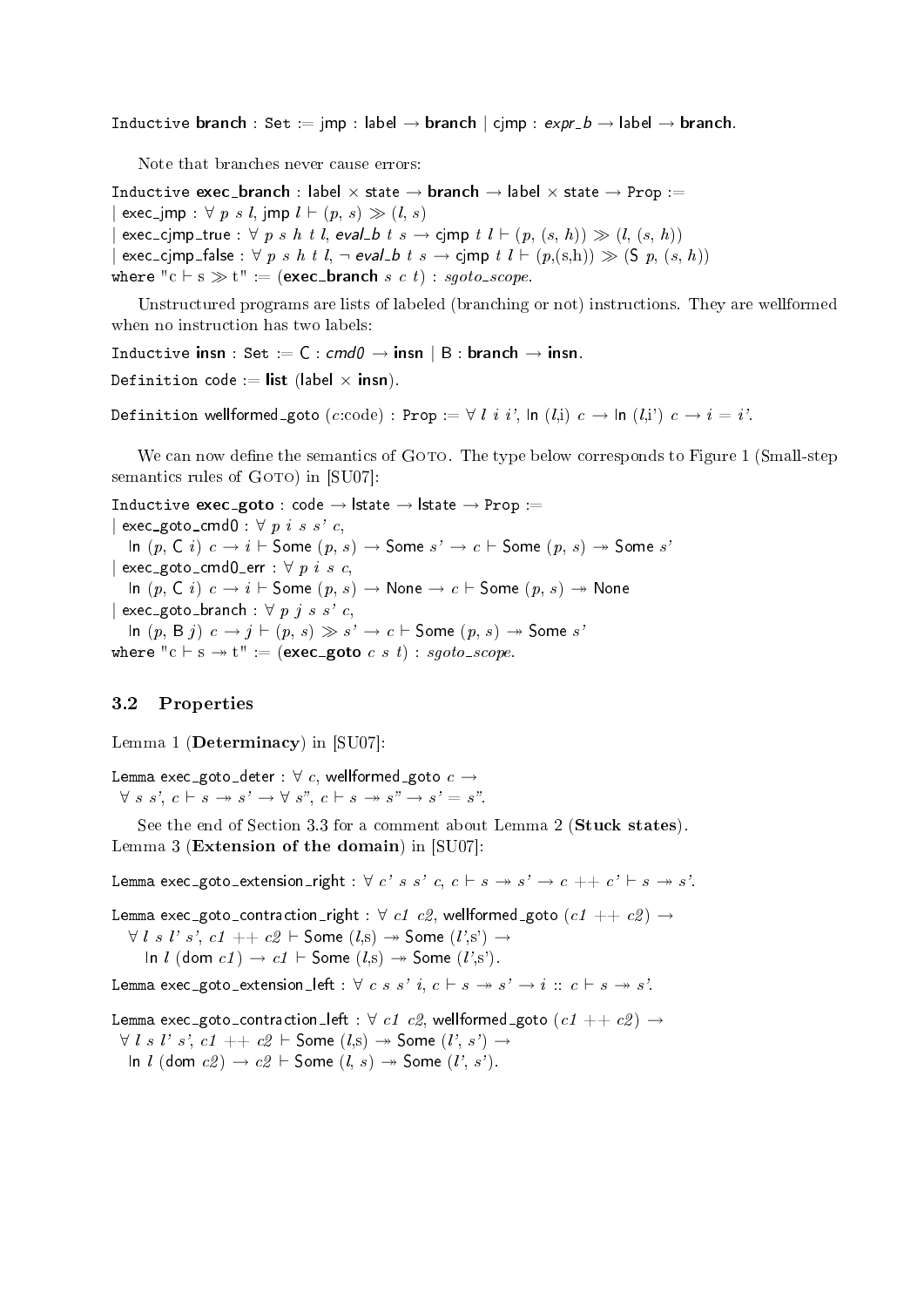Inductive **branch** : Set := jmp : label → **branch** | cjmp : *expr_b* → label → **branch**.

Note that branches never cause errors:

```
Inductive exec_branch : label × state → branch → label × state → Prop :=
| exec_jmp : ∀ p s l, jmp l ⊢ (p, s) ≫ (l, s)
| exec_cjmp_true : ∀ p s h t l, eval_b t s → cjmp t l ⊢ (p, (s, h)) ≫ (l, (s, h))
| exec_cjmp_false : ∀ p s h t l, ¬ eval_b t s → cjmp t l ⊢ (p,(s,h)) ≫ (S p, (s, h))
where "c ⊢ s ≫ t" := (exec_branch s c t) : sgoto_scope.
```

Unstructured programs are lists of labeled (branching or not) instructions. They are wellformed when no instruction has two labels:

```
Inductive insn : Set := C : cmd0 → insn | B : branch → insn.
Definition code := list (label × insn).
```

```
Definition wellformed_goto (c:code) : Prop := ∀ l i i', In (l,i) c → In (l,i') c → i = i'.
```

We can now define the semantics of Goto. The type below corresponds to Figure 1 (Small-step semantics rules of Goto) in [SU07]:

```
Inductive exec_goto : code → lstate → lstate → Prop :=
| exec_goto_cmd0 : ∀ p i s s' c,
   In (p, C i) c → i ⊢ Some (p, s) → Some s' → c ⊢ Some (p, s) ↠ Some s'
| exec_goto_cmd0_err : ∀ p i s c,
   In (p, C i) c → i ⊢ Some (p, s) → None → c ⊢ Some (p, s) ↠ None
| exec_goto_branch : ∀ p j s s' c,
   In (p, B j) c → j ⊢ (p, s) ≫ s' → c ⊢ Some (p, s) ↠ Some s'
where "c ⊢ s ↠ t" := (exec_goto c s t) : sgoto_scope.
```

### 3.2 Properties

Lemma 1 (**Determinacy**) in [SU07]:

```
Lemma exec_goto_deter : ∀ c, wellformed_goto c →
 ∀ s s', c ⊢ s ↠ s' → ∀ s", c ⊢ s ↠ s" → s' = s".
```

See the end of Section 3.3 for a comment about Lemma 2 (**Stuck states**).
Lemma 3 (**Extension of the domain**) in [SU07]:

```
Lemma exec_goto_extension_right : ∀ c' s s' c, c ⊢ s ↠ s' → c ++ c' ⊢ s ↠ s'.
```

```
Lemma exec_goto_contraction_right : ∀ c1 c2, wellformed_goto (c1 ++ c2) →
   ∀ l s l' s', c1 ++ c2 ⊢ Some (l,s) ↠ Some (l',s') →
     In l (dom c1) → c1 ⊢ Some (l,s) ↠ Some (l',s').
```

```
Lemma exec_goto_extension_left : ∀ c s s' i, c ⊢ s ↠ s' → i :: c ⊢ s ↠ s'.
```

```
Lemma exec_goto_contraction_left : ∀ c1 c2, wellformed_goto (c1 ++ c2) →
 ∀ l s l' s', c1 ++ c2 ⊢ Some (l,s) ↠ Some (l', s') →
   In l (dom c2) → c2 ⊢ Some (l, s) ↠ Some (l', s').
```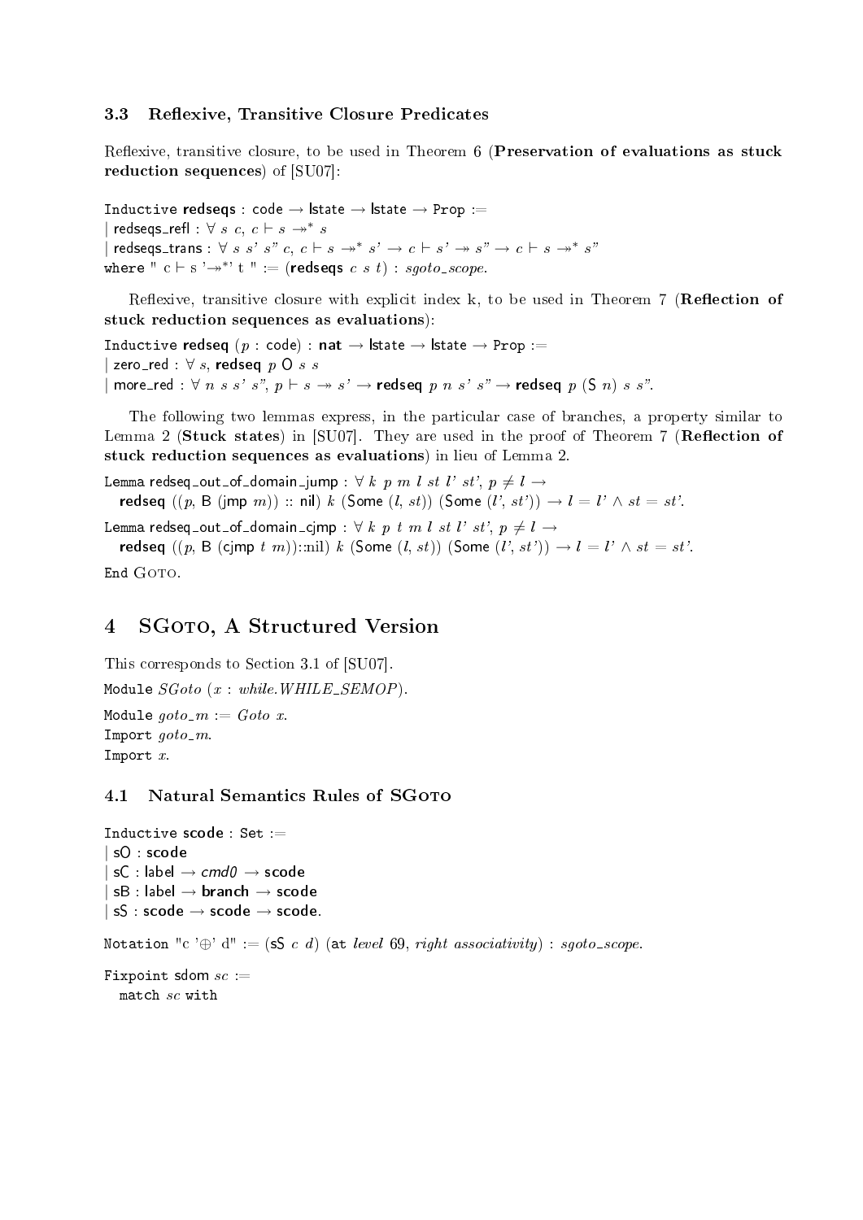### 3.3 Reflexive, Transitive Closure Predicates

Reflexive, transitive closure, to be used in Theorem 6 (**Preservation of evaluations as stuck reduction sequences**) of [SU07]:

```
Inductive redseqs : code → lstate → lstate → Prop :=
| redseqs_refl : ∀ s c, c ⊢ s ↠* s
| redseqs_trans : ∀ s s' s" c, c ⊢ s ↠* s' → c ⊢ s' ↠ s" → c ⊢ s ↠* s"
where " c ⊢ s '↠*' t " := (redseqs c s t) : sgoto_scope.
```

Reflexive, transitive closure with explicit index k, to be used in Theorem 7 (**Reflection of stuck reduction sequences as evaluations**):

```
Inductive redseq (p : code) : nat → lstate → lstate → Prop :=
| zero_red : ∀ s, redseq p O s s
| more_red : ∀ n s s' s", p ⊢ s ↠ s' → redseq p n s' s" → redseq p (S n) s s".
```

The following two lemmas express, in the particular case of branches, a property similar to Lemma 2 (**Stuck states**) in [SU07]. They are used in the proof of Theorem 7 (**Reflection of stuck reduction sequences as evaluations**) in lieu of Lemma 2.

```
Lemma redseq_out_of_domain_jump : ∀ k p m l st l' st', p ≠ l →
  redseq ((p, B (jmp m)) :: nil) k (Some (l, st)) (Some (l', st')) → l = l' ∧ st = st'.
Lemma redseq_out_of_domain_cjmp : ∀ k p t m l st l' st', p ≠ l →
  redseq ((p, B (cjmp t m))::nil) k (Some (l, st)) (Some (l', st')) → l = l' ∧ st = st'.
End Goto.
```

## 4 SGoto, A Structured Version

This corresponds to Section 3.1 of [SU07].

```
Module SGoto (x : while.WHILE_SEMOP).
Module goto_m := Goto x.
Import goto_m.
Import x.
```

### 4.1 Natural Semantics Rules of SGoto

```
Inductive scode : Set :=
| sO : scode
| sC : label → cmd0 → scode
| sB : label → branch → scode
| sS : scode → scode → scode.

Notation "c '⊕' d" := (sS c d) (at level 69, right associativity) : sgoto_scope.

Fixpoint sdom sc :=
  match sc with
```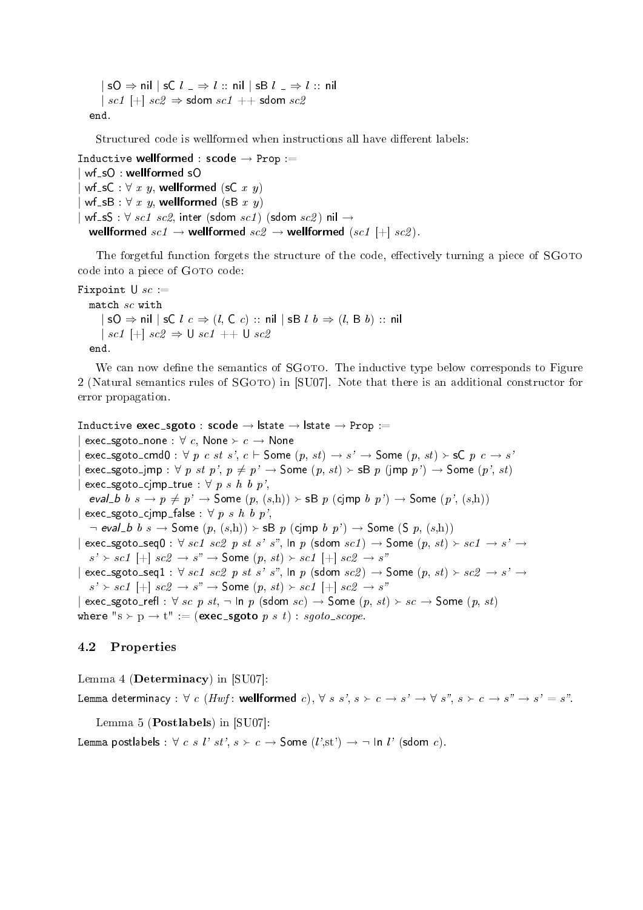```
    | sO ⇒ nil | sC l _ ⇒ l :: nil | sB l _ ⇒ l :: nil
    | sc1 [+] sc2 ⇒ sdom sc1 ++ sdom sc2
  end.
```

Structured code is wellformed when instructions all have different labels:

```
Inductive wellformed : scode → Prop :=
| wf_sO : wellformed sO
| wf_sC : ∀ x y, wellformed (sC x y)
| wf_sB : ∀ x y, wellformed (sB x y)
| wf_sS : ∀ sc1 sc2, inter (sdom sc1) (sdom sc2) nil →
  wellformed sc1 → wellformed sc2 → wellformed (sc1 [+] sc2).
```

The forgetful function forgets the structure of the code, effectively turning a piece of SGoto code into a piece of Goto code:

```
Fixpoint U sc :=
  match sc with
    | sO ⇒ nil | sC l c ⇒ (l, C c) :: nil | sB l b ⇒ (l, B b) :: nil
    | sc1 [+] sc2 ⇒ U sc1 ++ U sc2
  end.
```

We can now define the semantics of SGoto. The inductive type below corresponds to Figure 2 (Natural semantics rules of SGoto) in [SU07]. Note that there is an additional constructor for error propagation.

```
Inductive exec_sgoto : scode → lstate → lstate → Prop :=
| exec_sgoto_none : ∀ c, None ≻ c → None
| exec_sgoto_cmd0 : ∀ p c st s', c ⊢ Some (p, st) → s' → Some (p, st) ≻ sC p c → s'
| exec_sgoto_jmp : ∀ p st p', p ≠ p' → Some (p, st) ≻ sB p (jmp p') → Some (p', st)
| exec_sgoto_cjmp_true : ∀ p s h b p',
  eval_b b s → p ≠ p' → Some (p, (s,h)) ≻ sB p (cjmp b p') → Some (p', (s,h))
| exec_sgoto_cjmp_false : ∀ p s h b p',
  ¬ eval_b b s → Some (p, (s,h)) ≻ sB p (cjmp b p') → Some (S p, (s,h))
| exec_sgoto_seq0 : ∀ sc1 sc2 p st s' s", In p (sdom sc1) → Some (p, st) ≻ sc1 → s' →
  s' ≻ sc1 [+] sc2 → s" → Some (p, st) ≻ sc1 [+] sc2 → s"
| exec_sgoto_seq1 : ∀ sc1 sc2 p st s' s", In p (sdom sc2) → Some (p, st) ≻ sc2 → s' →
  s' ≻ sc1 [+] sc2 → s" → Some (p, st) ≻ sc1 [+] sc2 → s"
| exec_sgoto_refl : ∀ sc p st, ¬ In p (sdom sc) → Some (p, st) ≻ sc → Some (p, st)
where "s ≻ p → t" := (exec_sgoto p s t) : sgoto_scope.
```

### 4.2 Properties

Lemma 4 (**Determinacy**) in [SU07]:

```
Lemma determinacy : ∀ c (Hwf: wellformed c), ∀ s s', s ≻ c → s' → ∀ s", s ≻ c → s" → s' = s".
```

Lemma 5 (**Postlabels**) in [SU07]:

```
Lemma postlabels : ∀ c s l' st', s ≻ c → Some (l',st') → ¬ In l' (sdom c).
```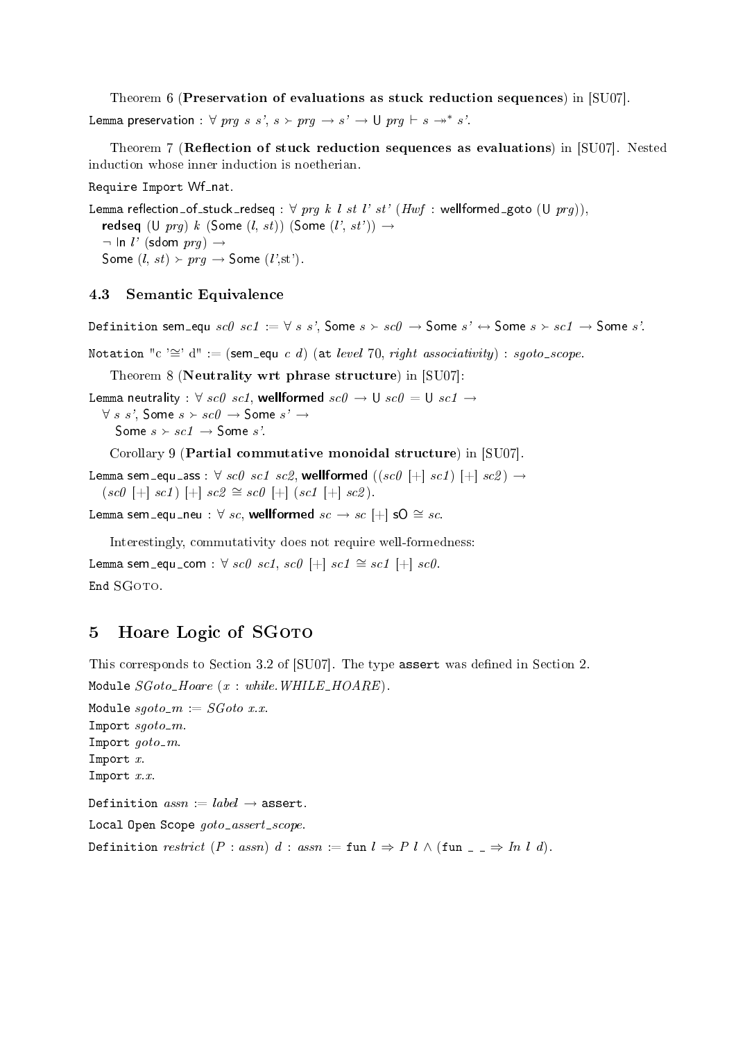Theorem 6 (**Preservation of evaluations as stuck reduction sequences**) in [SU07].

```
Lemma preservation : ∀ prg s s', s ≻ prg → s' → U prg ⊢ s ↠* s'.
```

Theorem 7 (**Reflection of stuck reduction sequences as evaluations**) in [SU07]. Nested induction whose inner induction is noetherian.

```
Require Import Wf_nat.
```

```
Lemma reflection_of_stuck_redseq : ∀ prg k l st l' st' (Hwf : wellformed_goto (U prg)),
  redseq (U prg) k (Some (l, st)) (Some (l', st')) →
  ¬ In l' (sdom prg) →
  Some (l, st) ≻ prg → Some (l',st').
```

### 4.3 Semantic Equivalence

```
Definition sem_equ sc0 sc1 := ∀ s s', Some s ≻ sc0 → Some s' ↔ Some s ≻ sc1 → Some s'.
```

```
Notation "c '≅' d" := (sem_equ c d) (at level 70, right associativity) : sgoto_scope.
```

Theorem 8 (**Neutrality wrt phrase structure**) in [SU07]:

```
Lemma neutrality : ∀ sc0 sc1, wellformed sc0 → U sc0 = U sc1 →
  ∀ s s', Some s ≻ sc0 → Some s' →
    Some s ≻ sc1 → Some s'.
```

Corollary 9 (**Partial commutative monoidal structure**) in [SU07].

```
Lemma sem_equ_ass : ∀ sc0 sc1 sc2, wellformed ((sc0 [+] sc1) [+] sc2) →
  (sc0 [+] sc1) [+] sc2 ≅ sc0 [+] (sc1 [+] sc2).
```

```
Lemma sem_equ_neu : ∀ sc, wellformed sc → sc [+] sO ≅ sc.
```

Interestingly, commutativity does not require well-formedness:

```
Lemma sem_equ_com : ∀ sc0 sc1, sc0 [+] sc1 ≅ sc1 [+] sc0.
End SGoto.
```

## 5 Hoare Logic of SGoto

This corresponds to Section 3.2 of [SU07]. The type assert was defined in Section 2.

```
Module SGoto_Hoare (x : while.WHILE_HOARE).
```

```
Module sgoto_m := SGoto x.x.
Import sgoto_m.
Import goto_m.
Import x.
Import x.x.
```

```
Definition assn := label → assert.
```

```
Local Open Scope goto_assert_scope.
```

```
Definition restrict (P : assn) d : assn := fun l ⇒ P l ∧ (fun _ _ ⇒ In l d).
```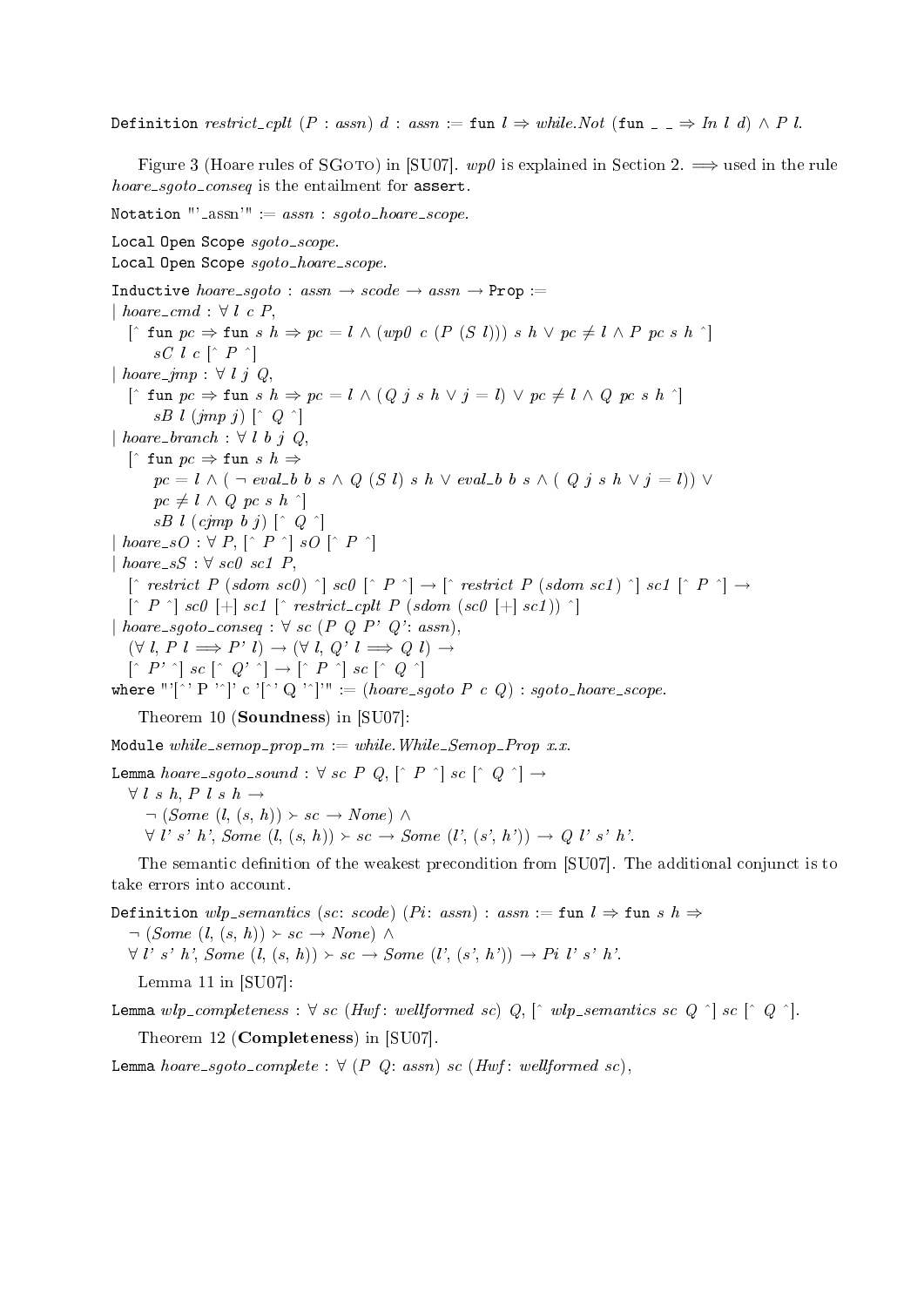```
Definition restrict_cplt (P : assn) d : assn := fun l ⇒ while.Not (fun _ _ ⇒ In l d) ∧ P l.
```

Figure 3 (Hoare rules of SGoto) in [SU07]. *wp0* is explained in Section 2. ⟹ used in the rule *hoare_sgoto_conseq* is the entailment for assert.

```
Notation "'_assn'" := assn : sgoto_hoare_scope.

Local Open Scope sgoto_scope.
Local Open Scope sgoto_hoare_scope.

Inductive hoare_sgoto : assn → scode → assn → Prop :=
| hoare_cmd : ∀ l c P,
   [^ fun pc ⇒ fun s h ⇒ pc = l ∧ (wp0 c (P (S l))) s h ∨ pc ≠ l ∧ P pc s h ^]
      sC l c [^ P ^]
| hoare_jmp : ∀ l j Q,
   [^ fun pc ⇒ fun s h ⇒ pc = l ∧ (Q j s h ∨ j = l) ∨ pc ≠ l ∧ Q pc s h ^]
      sB l (jmp j) [^ Q ^]
| hoare_branch : ∀ l b j Q,
   [^ fun pc ⇒ fun s h ⇒
      pc = l ∧ ( ¬ eval_b b s ∧ Q (S l) s h ∨ eval_b b s ∧ ( Q j s h ∨ j = l)) ∨
      pc ≠ l ∧ Q pc s h ^]
      sB l (cjmp b j) [^ Q ^]
| hoare_sO : ∀ P, [^ P ^] sO [^ P ^]
| hoare_sS : ∀ sc0 sc1 P,
   [^ restrict P (sdom sc0) ^] sc0 [^ P ^] → [^ restrict P (sdom sc1) ^] sc1 [^ P ^] →
   [^ P ^] sc0 [+] sc1 [^ restrict_cplt P (sdom (sc0 [+] sc1)) ^]
| hoare_sgoto_conseq : ∀ sc (P Q P' Q': assn),
   (∀ l, P l ⟹ P' l) → (∀ l, Q' l ⟹ Q l) →
   [^ P' ^] sc [^ Q' ^] → [^ P ^] sc [^ Q ^]
where "'[^' P '^]' c '[^' Q '^]'" := (hoare_sgoto P c Q) : sgoto_hoare_scope.
```

Theorem 10 (**Soundness**) in [SU07]:

```
Module while_semop_prop_m := while.While_Semop_Prop x.x.

Lemma hoare_sgoto_sound : ∀ sc P Q, [^ P ^] sc [^ Q ^] →
   ∀ l s h, P l s h →
      ¬ (Some (l, (s, h)) ≻ sc → None) ∧
      ∀ l' s' h', Some (l, (s, h)) ≻ sc → Some (l', (s', h')) → Q l' s' h'.
```

The semantic definition of the weakest precondition from [SU07]. The additional conjunct is to take errors into account.

```
Definition wlp_semantics (sc: scode) (Pi: assn) : assn := fun l ⇒ fun s h ⇒
   ¬ (Some (l, (s, h)) ≻ sc → None) ∧
   ∀ l' s' h', Some (l, (s, h)) ≻ sc → Some (l', (s', h')) → Pi l' s' h'.
```

Lemma 11 in [SU07]:

```
Lemma wlp_completeness : ∀ sc (Hwf: wellformed sc) Q, [^ wlp_semantics sc Q ^] sc [^ Q ^].
```

Theorem 12 (**Completeness**) in [SU07].

```
Lemma hoare_sgoto_complete : ∀ (P Q: assn) sc (Hwf: wellformed sc),
```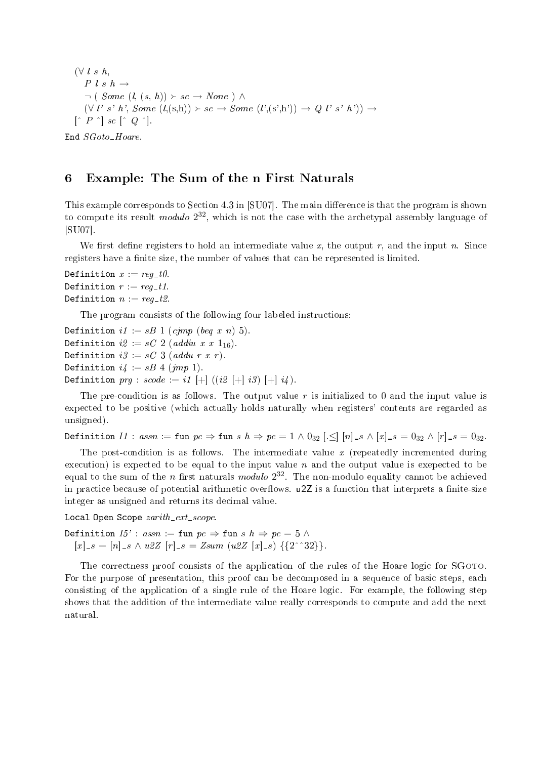```
(∀ l s h,
   P l s h →
   ¬ ( Some (l, (s, h)) ≻ sc → None ) ∧
   (∀ l' s' h', Some (l,(s,h)) ≻ sc → Some (l',(s',h')) → Q l' s' h')) →
 [^ P ^] sc [^ Q ^].
End SGoto_Hoare.
```

## 6 Example: The Sum of the n First Naturals

This example corresponds to Section 4.3 in [SU07]. The main difference is that the program is shown to compute its result *modulo* $2^{32}$, which is not the case with the archetypal assembly language of [SU07].

We first define registers to hold an intermediate value $x$, the output $r$, and the input $n$. Since registers have a finite size, the number of values that can be represented is limited.

```
Definition x := reg_t0.
Definition r := reg_t1.
Definition n := reg_t2.
```

The program consists of the following four labeled instructions:

```
Definition i1 := sB 1 (cjmp (beq x n) 5).
Definition i2 := sC 2 (addiu x x 1₁₆).
Definition i3 := sC 3 (addu r x r).
Definition i4 := sB 4 (jmp 1).
Definition prg : scode := i1 [+] ((i2 [+] i3) [+] i4).
```

The pre-condition is as follows. The output value $r$ is initialized to 0 and the input value is expected to be positive (which actually holds naturally when registers' contents are regarded as unsigned).

```
Definition I1 : assn := fun pc ⇒ fun s h ⇒ pc = 1 ∧ 0₃₂ [.≤] [n]_s ∧ [x]_s = 0₃₂ ∧ [r]_s = 0₃₂.
```

The post-condition is as follows. The intermediate value $x$ (repeatedly incremented during execution) is expected to be equal to the input value $n$ and the output value is exepected to be equal to the sum of the $n$ first naturals *modulo* $2^{32}$. The non-modulo equality cannot be achieved in practice because of potential arithmetic overflows. `u2Z` is a function that interprets a finite-size integer as unsigned and returns its decimal value.

```
Local Open Scope zarith_ext_scope.

Definition I5' : assn := fun pc ⇒ fun s h ⇒ pc = 5 ∧
  [x]_s = [n]_s ∧ u2Z [r]_s = Zsum (u2Z [x]_s) {{2^^32}}.
```

The correctness proof consists of the application of the rules of the Hoare logic for SGoto. For the purpose of presentation, this proof can be decomposed in a sequence of basic steps, each consisting of the application of a single rule of the Hoare logic. For example, the following step shows that the addition of the intermediate value really corresponds to compute and add the next natural.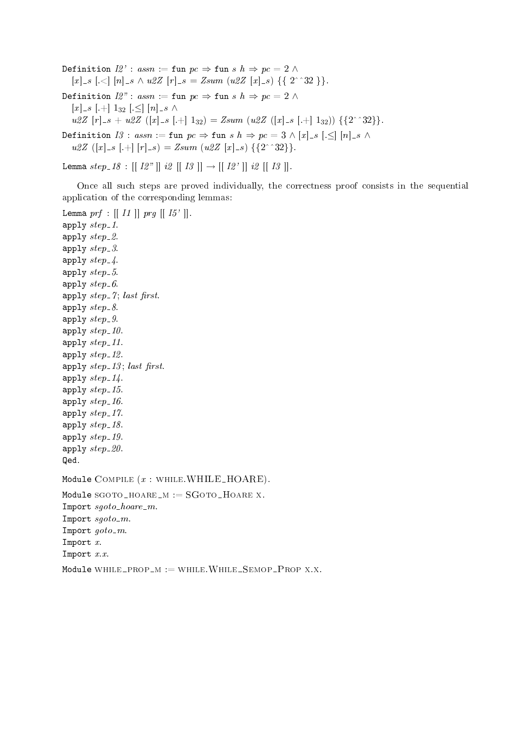```
Definition I2' : assn := fun pc ⇒ fun s h ⇒ pc = 2 ∧
  [x]_s [.<] [n]_s ∧ u2Z [r]_s = Zsum (u2Z [x]_s) {{ 2^^32 }}.
Definition I2" : assn := fun pc ⇒ fun s h ⇒ pc = 2 ∧
  [x]_s [.+] 1_32 [.≤] [n]_s ∧
  u2Z [r]_s + u2Z ([x]_s [.+] 1_32) = Zsum (u2Z ([x]_s [.+] 1_32)) {{2^^32}}.
Definition I3 : assn := fun pc ⇒ fun s h ⇒ pc = 3 ∧ [x]_s [.≤] [n]_s ∧
  u2Z ([x]_s [.+] [r]_s) = Zsum (u2Z [x]_s) {{2^^32}}.

Lemma step_18 : [[ I2" ]] i2 [[ I3 ]] → [[ I2' ]] i2 [[ I3 ]].
```

Once all such steps are proved individually, the correctness proof consists in the sequential application of the corresponding lemmas:

```
Lemma prf : [[ I1 ]] prg [[ I5' ]].
apply step_1.
apply step_2.
apply step_3.
apply step_4.
apply step_5.
apply step_6.
apply step_7; last first.
apply step_8.
apply step_9.
apply step_10.
apply step_11.
apply step_12.
apply step_13; last first.
apply step_14.
apply step_15.
apply step_16.
apply step_17.
apply step_18.
apply step_19.
apply step_20.
Qed.

Module Compile (x : while.WHILE_HOARE).
Module sgoto_hoare_m := SGoto_Hoare x.
Import sgoto_hoare_m.
Import sgoto_m.
Import goto_m.
Import x.
Import x.x.
Module while_prop_m := while.While_Semop_Prop x.x.
```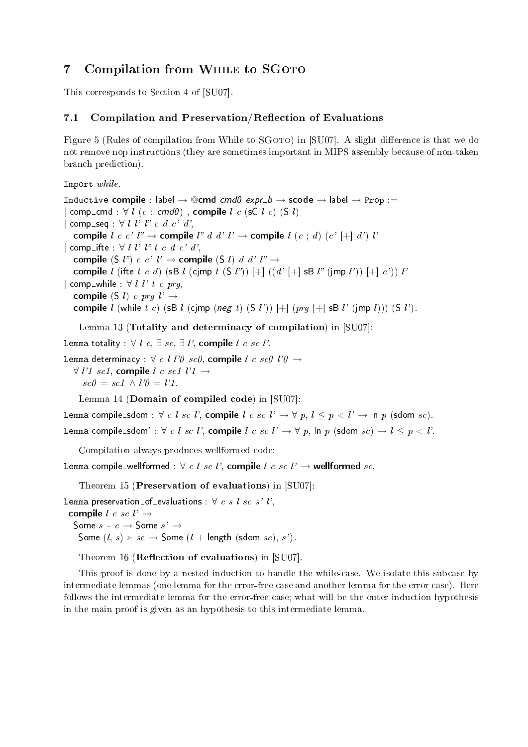## 7 Compilation from While to SGoto

This corresponds to Section 4 of [SU07].

### 7.1 Compilation and Preservation/Reflection of Evaluations

Figure 5 (Rules of compilation from While to SGoto) in [SU07]. A slight difference is that we do not remove nop instructions (they are sometimes important in MIPS assembly because of non-taken branch prediction).

```
Import while.

Inductive compile : label → @cmd cmd0 expr_b → scode → label → Prop :=
| comp_cmd : ∀ l (c : cmd0) , compile l c (sC l c) (S l)
| comp_seq : ∀ l l' l" c d c' d',
    compile l c c' l" → compile l" d d' l' → compile l (c ; d) (c' [+] d') l'
| comp_ifte : ∀ l l' l" t c d c' d',
    compile (S l") c c' l' → compile (S l) d d' l" →
    compile l (ifte t c d) (sB l (cjmp t (S l")) [+] ((d' [+] sB l" (jmp l')) [+] c')) l'
| comp_while : ∀ l l' t c prg,
    compile (S l) c prg l' →
    compile l (while t c) (sB l (cjmp (neg t) (S l')) [+] (prg [+] sB l' (jmp l))) (S l').
```

Lemma 13 (**Totality and determinacy of compilation**) in [SU07]:

```
Lemma totality : ∀ l c, ∃ sc, ∃ l', compile l c sc l'.

Lemma determinacy : ∀ c l l'0 sc0, compile l c sc0 l'0 →
  ∀ l'1 sc1, compile l c sc1 l'1 →
    sc0 = sc1 ∧ l'0 = l'1.
```

Lemma 14 (**Domain of compiled code**) in [SU07]:

```
Lemma compile_sdom : ∀ c l sc l', compile l c sc l' → ∀ p, l ≤ p < l' → In p (sdom sc).

Lemma compile_sdom' : ∀ c l sc l', compile l c sc l' → ∀ p, In p (sdom sc) → l ≤ p < l'.
```

Compilation always produces wellformed code:

```
Lemma compile_wellformed : ∀ c l sc l', compile l c sc l' → wellformed sc.
```

Theorem 15 (**Preservation of evaluations**) in [SU07]:

```
Lemma preservation_of_evaluations : ∀ c s l sc s' l',
 compile l c sc l' →
  Some s − c → Some s' →
   Some (l, s) ≻ sc → Some (l + length (sdom sc), s').
```

Theorem 16 (**Reflection of evaluations**) in [SU07].

This proof is done by a nested induction to handle the while-case. We isolate this subcase by intermediate lemmas (one lemma for the error-free case and another lemma for the error case). Here follows the intermediate lemma for the error-free case; what will be the outer induction hypothesis in the main proof is given as an hypothesis to this intermediate lemma.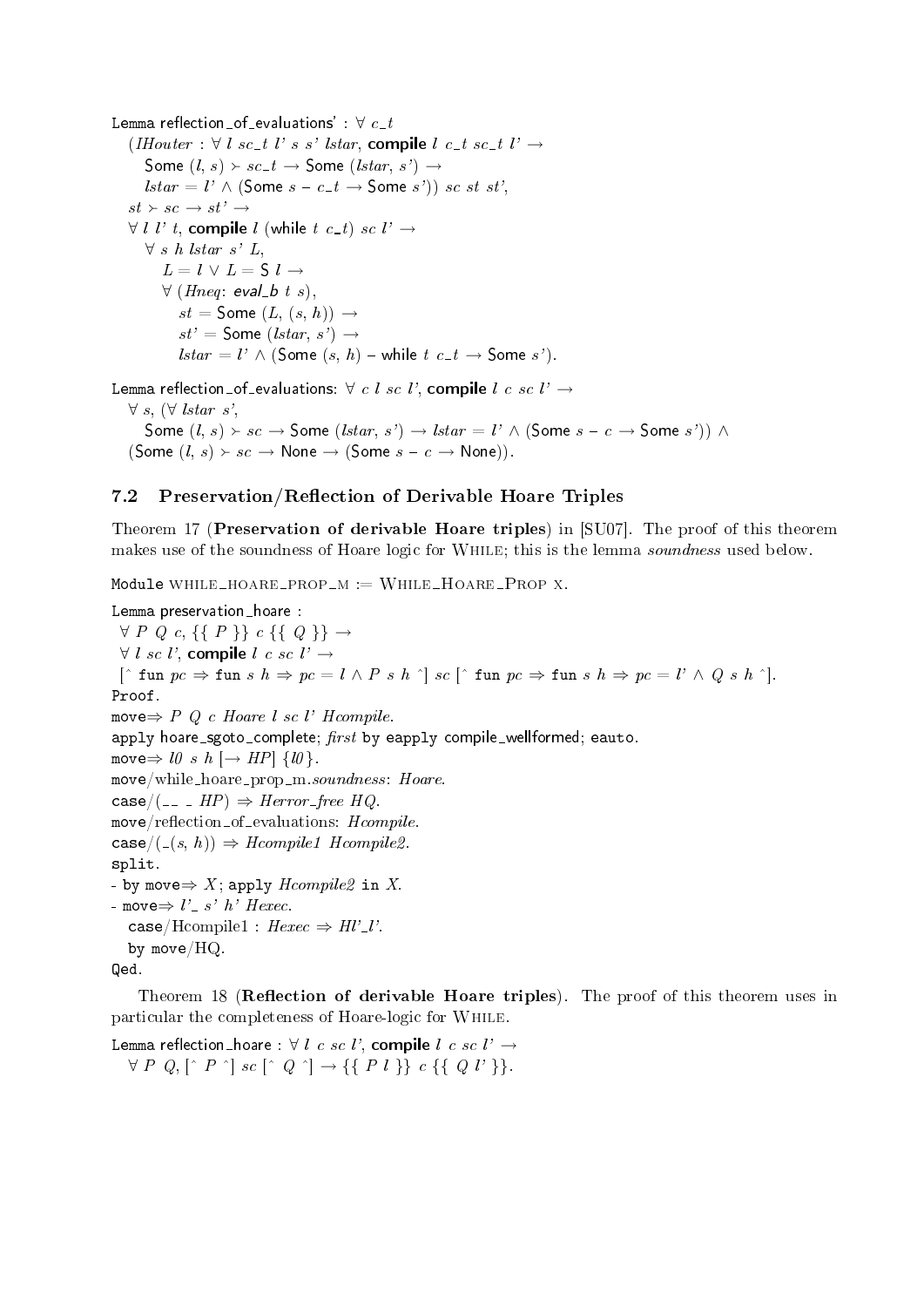```
Lemma reflection_of_evaluations' : ∀ c_t
  (IHouter : ∀ l sc_t l' s s' lstar, compile l c_t sc_t l' →
    Some (l, s) ≻ sc_t → Some (lstar, s') →
    lstar = l' ∧ (Some s – c_t → Some s')) sc st st',
  st ≻ sc → st' →
  ∀ l l' t, compile l (while t c_t) sc l' →
    ∀ s h lstar s' L,
      L = l ∨ L = S l →
      ∀ (Hneq: eval_b t s),
        st = Some (L, (s, h)) →
        st' = Some (lstar, s') →
        lstar = l' ∧ (Some (s, h) – while t c_t → Some s').
```

```
Lemma reflection_of_evaluations: ∀ c l sc l', compile l c sc l' →
  ∀ s, (∀ lstar s',
    Some (l, s) ≻ sc → Some (lstar, s') → lstar = l' ∧ (Some s – c → Some s')) ∧
  (Some (l, s) ≻ sc → None → (Some s – c → None)).
```

## 7.2 Preservation/Reflection of Derivable Hoare Triples

Theorem 17 (**Preservation of derivable Hoare triples**) in [SU07]. The proof of this theorem makes use of the soundness of Hoare logic for While; this is the lemma *soundness* used below.

```
Module WHILE_HOARE_PROP_M := WHILE_HOARE_PROP X.
```

```
Lemma preservation_hoare :
  ∀ P Q c, {{ P }} c {{ Q }} →
  ∀ l sc l', compile l c sc l' →
  [^ fun pc ⇒ fun s h ⇒ pc = l ∧ P s h ^] sc [^ fun pc ⇒ fun s h ⇒ pc = l' ∧ Q s h ^].
Proof.
move⇒ P Q c Hoare l sc l' Hcompile.
apply hoare_sgoto_complete; first by eapply compile_wellformed; eauto.
move⇒ l0 s h [→ HP] {l0}.
move/while_hoare_prop_m.soundness: Hoare.
case/(__ _ HP) ⇒ Herror_free HQ.
move/reflection_of_evaluations: Hcompile.
case/(_(s, h)) ⇒ Hcompile1 Hcompile2.
split.
- by move⇒ X; apply Hcompile2 in X.
- move⇒ l'_ s' h' Hexec.
  case/Hcompile1 : Hexec ⇒ Hl'_l'.
  by move/HQ.
Qed.
```

Theorem 18 (**Reflection of derivable Hoare triples**). The proof of this theorem uses in particular the completeness of Hoare-logic for While.

```
Lemma reflection_hoare : ∀ l c sc l', compile l c sc l' →
  ∀ P Q, [^ P ^] sc [^ Q ^] → {{ P l }} c {{ Q l' }}.
```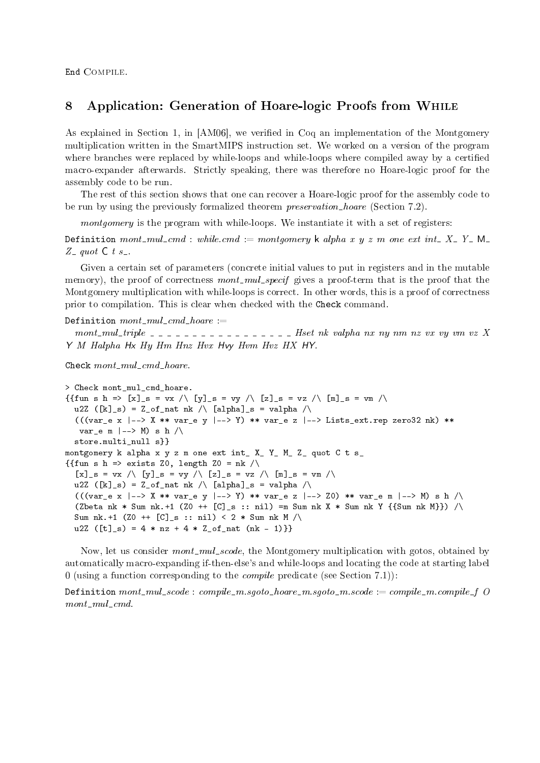End Compile.

## 8 Application: Generation of Hoare-logic Proofs from While

As explained in Section 1, in [AM06], we verified in Coq an implementation of the Montgomery multiplication written in the SmartMIPS instruction set. We worked on a version of the program where branches were replaced by while-loops and while-loops where compiled away by a certified macro-expander afterwards. Strictly speaking, there was therefore no Hoare-logic proof for the assembly code to be run.

The rest of this section shows that one can recover a Hoare-logic proof for the assembly code to be run by using the previously formalized theorem *preservation_hoare* (Section 7.2).

*montgomery* is the program with while-loops. We instantiate it with a set of registers:

Definition *mont_mul_cmd* : *while.cmd* := *montgomery* k *alpha x y z m one ext int_ X_ Y_* M_ *Z_ quot* C *t s_*.

Given a certain set of parameters (concrete initial values to put in registers and in the mutable memory), the proof of correctness *mont_mul_specif* gives a proof-term that is the proof that the Montgomery multiplication with while-loops is correct. In other words, this is a proof of correctness prior to compilation. This is clear when checked with the Check command.

Definition *mont_mul_cmd_hoare* :=
 *mont_mul_triple _ _ _ _ _ _ _ _ _ _ _ _ _ _ _ _ _ Hset nk valpha nx ny nm nz vx vy vm vz X Y M Halpha* Hx *Hy Hm Hnz Hvx* Hvy *Hvm Hvz HX* HY.

Check *mont_mul_cmd_hoare*.

```
> Check mont_mul_cmd_hoare.
{{fun s h => [x]_s = vx /\ [y]_s = vy /\ [z]_s = vz /\ [m]_s = vm /\
  u2Z ([k]_s) = Z_of_nat nk /\ [alpha]_s = valpha /\
  (((var_e x |--> X ** var_e y |--> Y) ** var_e z |--> Lists_ext.rep zero32 nk) **
   var_e m |--> M) s h /\
  store.multi_null s}}
montgomery k alpha x y z m one ext int_ X_ Y_ M_ Z_ quot C t s_
{{fun s h => exists Z0, length Z0 = nk /\
  [x]_s = vx /\ [y]_s = vy /\ [z]_s = vz /\ [m]_s = vm /\
  u2Z ([k]_s) = Z_of_nat nk /\ [alpha]_s = valpha /\
  (((var_e x |--> X ** var_e y |--> Y) ** var_e z |--> Z0) ** var_e m |--> M) s h /\
  (Zbeta nk * Sum nk.+1 (Z0 ++ [C]_s :: nil) =m Sum nk X * Sum nk Y {{Sum nk M}}) /\
  Sum nk.+1 (Z0 ++ [C]_s :: nil) < 2 * Sum nk M /\
  u2Z ([t]_s) = 4 * nz + 4 * Z_of_nat (nk - 1)}}
```

Now, let us consider *mont_mul_scode*, the Montgomery multiplication with gotos, obtained by automatically macro-expanding if-then-else's and while-loops and locating the code at starting label 0 (using a function corresponding to the *compile* predicate (see Section 7.1)):

Definition *mont_mul_scode* : *compile_m.sgoto_hoare_m.sgoto_m.scode* := *compile_m.compile_f O mont_mul_cmd*.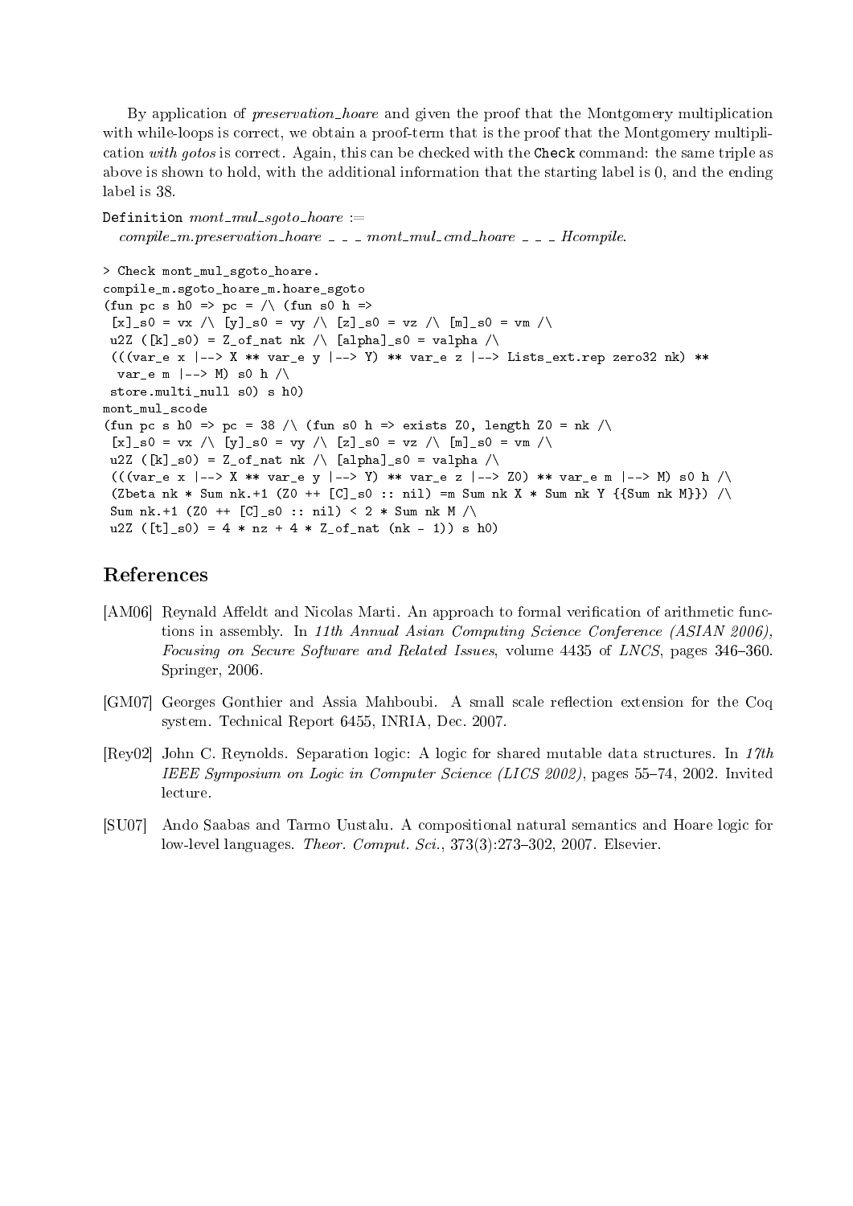By application of *preservation_hoare* and given the proof that the Montgomery multiplication with while-loops is correct, we obtain a proof-term that is the proof that the Montgomery multiplication *with gotos* is correct. Again, this can be checked with the `Check` command: the same triple as above is shown to hold, with the additional information that the starting label is 0, and the ending label is 38.

```
Definition mont_mul_sgoto_hoare :=
  compile_m.preservation_hoare _ _ _ mont_mul_cmd_hoare _ _ _ Hcompile.
```

```
> Check mont_mul_sgoto_hoare.
compile_m.sgoto_hoare_m.hoare_sgoto
(fun pc s h0 => pc = /\ (fun s0 h =>
 [x]_s0 = vx /\ [y]_s0 = vy /\ [z]_s0 = vz /\ [m]_s0 = vm /\
 u2Z ([k]_s0) = Z_of_nat nk /\ [alpha]_s0 = valpha /\
 (((var_e x |--> X ** var_e y |--> Y) ** var_e z |--> Lists_ext.rep zero32 nk) **
  var_e m |--> M) s0 h /\
 store.multi_null s0) s h0)
mont_mul_scode
(fun pc s h0 => pc = 38 /\ (fun s0 h => exists Z0, length Z0 = nk /\
 [x]_s0 = vx /\ [y]_s0 = vy /\ [z]_s0 = vz /\ [m]_s0 = vm /\
 u2Z ([k]_s0) = Z_of_nat nk /\ [alpha]_s0 = valpha /\
 (((var_e x |--> X ** var_e y |--> Y) ** var_e z |--> Z0) ** var_e m |--> M) s0 h /\
 (Zbeta nk * Sum nk.+1 (Z0 ++ [C]_s0 :: nil) =m Sum nk X * Sum nk Y {{Sum nk M}}) /\
 Sum nk.+1 (Z0 ++ [C]_s0 :: nil) < 2 * Sum nk M /\
 u2Z ([t]_s0) = 4 * nz + 4 * Z_of_nat (nk - 1)) s h0)
```

## References

[AM06] Reynald Affeldt and Nicolas Marti. An approach to formal verification of arithmetic functions in assembly. In *11th Annual Asian Computing Science Conference (ASIAN 2006), Focusing on Secure Software and Related Issues*, volume 4435 of *LNCS*, pages 346–360. Springer, 2006.

[GM07] Georges Gonthier and Assia Mahboubi. A small scale reflection extension for the Coq system. Technical Report 6455, INRIA, Dec. 2007.

[Rey02] John C. Reynolds. Separation logic: A logic for shared mutable data structures. In *17th IEEE Symposium on Logic in Computer Science (LICS 2002)*, pages 55–74, 2002. Invited lecture.

[SU07] Ando Saabas and Tarmo Uustalu. A compositional natural semantics and Hoare logic for low-level languages. *Theor. Comput. Sci.*, 373(3):273–302, 2007. Elsevier.